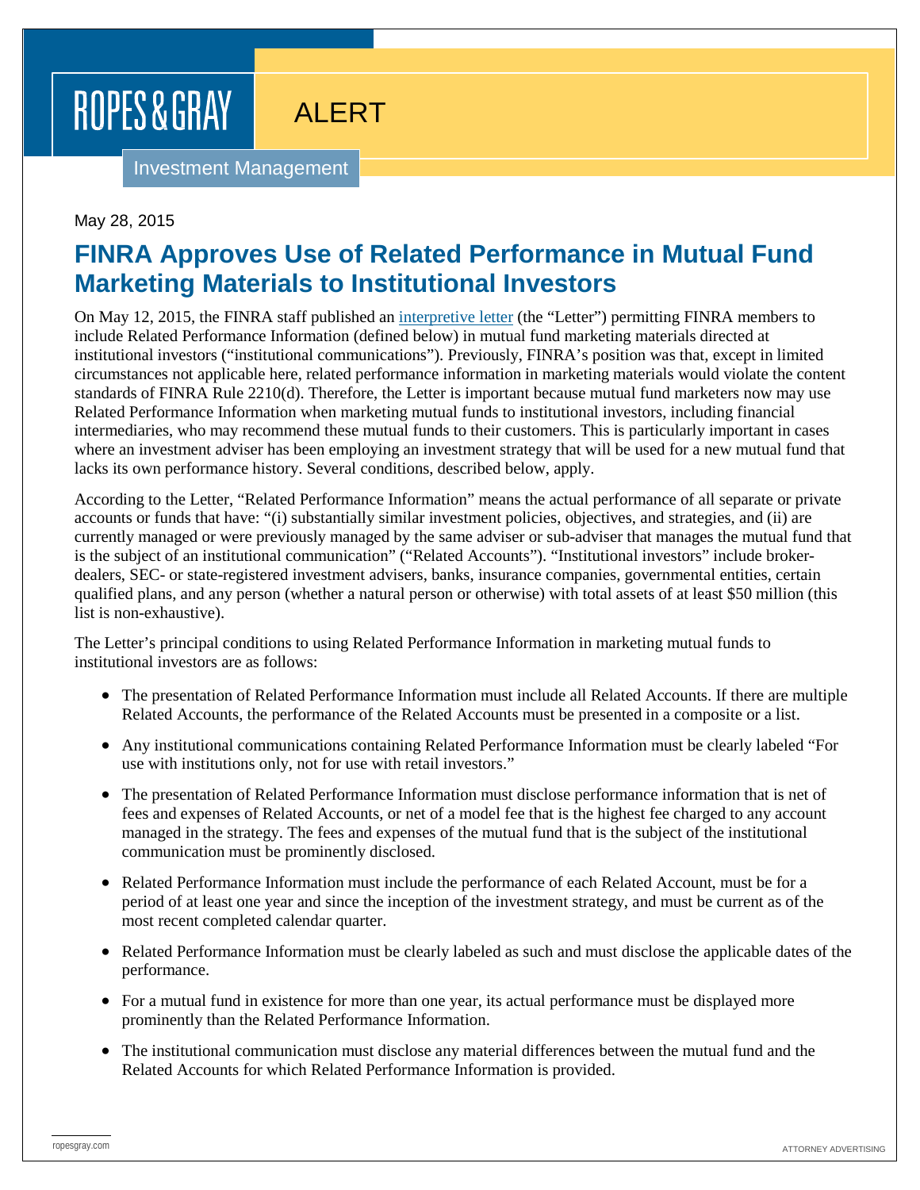ROPES & GRAY

ALERT

Investment Management

May 28, 2015

# FINRA Approves Use of Related Performance in Mutual Fund Marketing Materials to Institutional Investors

On May 12, 2015, the FINRA staff published an interpretive letter (the "Letter") permitting FINRA members to include Related Performance Information (defined below) in mutual fund marketing materials directed at institutional investors ("institutional communications"). Previously, FINRA's position was that, except in limited circumstances not applicable here, related performance information in marketing materials would violate the content standards of FINRA Rule 2210(d). Therefore, the Letter is important because mutual fund marketers now may use Related Performance Information when marketing mutual funds to institutional investors, including financial intermediaries, who may recommend these mutual funds to their customers. This is particularly important in cases where an investment adviser has been employing an investment strategy that will be used for a new mutual fund that lacks its own performance history. Several conditions, described below, apply.

According to the Letter, "Related Performance Information" means the actual performance of all separate or private accounts or funds that have: "(i) substantially similar investment policies, objectives, and strategies, and (ii) are currently managed or were previously managed by the same adviser or sub-adviser that manages the mutual fund that is the subject of an institutional communication" ("Related Accounts"). "Institutional investors" include broker-dealers, SEC- or state-registered investment advisers, banks, insurance companies, governmental entities, certain qualified plans, and any person (whether a natural person or otherwise) with total assets of at least $50 million (this list is non-exhaustive).

The Letter's principal conditions to using Related Performance Information in marketing mutual funds to institutional investors are as follows:

- The presentation of Related Performance Information must include all Related Accounts. If there are multiple Related Accounts, the performance of the Related Accounts must be presented in a composite or a list.
- Any institutional communications containing Related Performance Information must be clearly labeled "For use with institutions only, not for use with retail investors."
- The presentation of Related Performance Information must disclose performance information that is net of fees and expenses of Related Accounts, or net of a model fee that is the highest fee charged to any account managed in the strategy. The fees and expenses of the mutual fund that is the subject of the institutional communication must be prominently disclosed.
- Related Performance Information must include the performance of each Related Account, must be for a period of at least one year and since the inception of the investment strategy, and must be current as of the most recent completed calendar quarter.
- Related Performance Information must be clearly labeled as such and must disclose the applicable dates of the performance.
- For a mutual fund in existence for more than one year, its actual performance must be displayed more prominently than the Related Performance Information.
- The institutional communication must disclose any material differences between the mutual fund and the Related Accounts for which Related Performance Information is provided.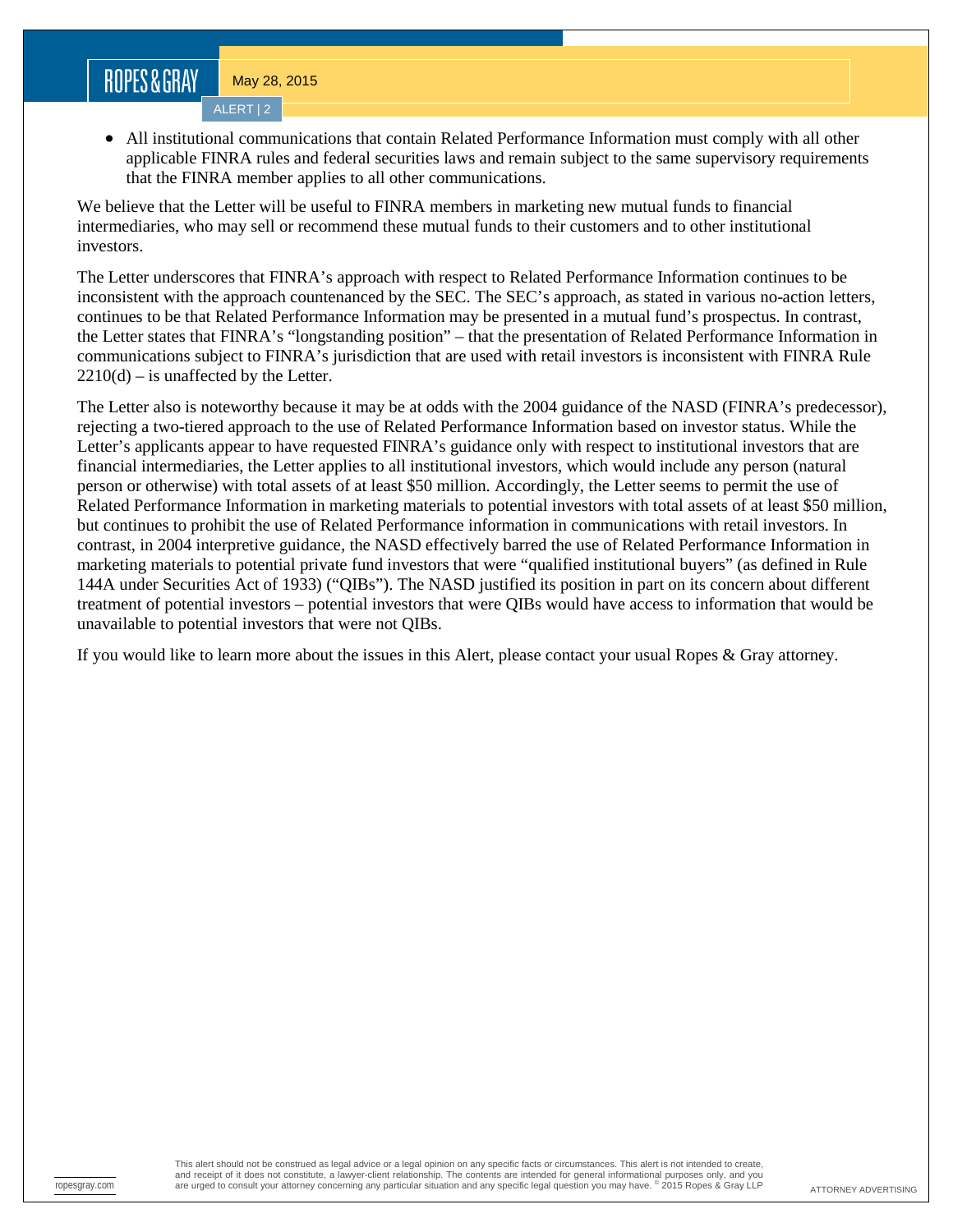- All institutional communications that contain Related Performance Information must comply with all other applicable FINRA rules and federal securities laws and remain subject to the same supervisory requirements that the FINRA member applies to all other communications.

We believe that the Letter will be useful to FINRA members in marketing new mutual funds to financial intermediaries, who may sell or recommend these mutual funds to their customers and to other institutional investors.

The Letter underscores that FINRA's approach with respect to Related Performance Information continues to be inconsistent with the approach countenanced by the SEC. The SEC's approach, as stated in various no-action letters, continues to be that Related Performance Information may be presented in a mutual fund's prospectus. In contrast, the Letter states that FINRA's "longstanding position" – that the presentation of Related Performance Information in communications subject to FINRA's jurisdiction that are used with retail investors is inconsistent with FINRA Rule 2210(d) – is unaffected by the Letter.

The Letter also is noteworthy because it may be at odds with the 2004 guidance of the NASD (FINRA's predecessor), rejecting a two-tiered approach to the use of Related Performance Information based on investor status. While the Letter's applicants appear to have requested FINRA's guidance only with respect to institutional investors that are financial intermediaries, the Letter applies to all institutional investors, which would include any person (natural person or otherwise) with total assets of at least $50 million. Accordingly, the Letter seems to permit the use of Related Performance Information in marketing materials to potential investors with total assets of at least $50 million, but continues to prohibit the use of Related Performance information in communications with retail investors. In contrast, in 2004 interpretive guidance, the NASD effectively barred the use of Related Performance Information in marketing materials to potential private fund investors that were "qualified institutional buyers" (as defined in Rule 144A under Securities Act of 1933) ("QIBs"). The NASD justified its position in part on its concern about different treatment of potential investors – potential investors that were QIBs would have access to information that would be unavailable to potential investors that were not QIBs.

If you would like to learn more about the issues in this Alert, please contact your usual Ropes & Gray attorney.

This alert should not be construed as legal advice or a legal opinion on any specific facts or circumstances. This alert is not intended to create, and receipt of it does not constitute, a lawyer-client relationship. The contents are intended for general informational purposes only, and you are urged to consult your attorney concerning any particular situation and any specific legal question you may have. © 2015 Ropes & Gray LLP

ATTORNEY ADVERTISING